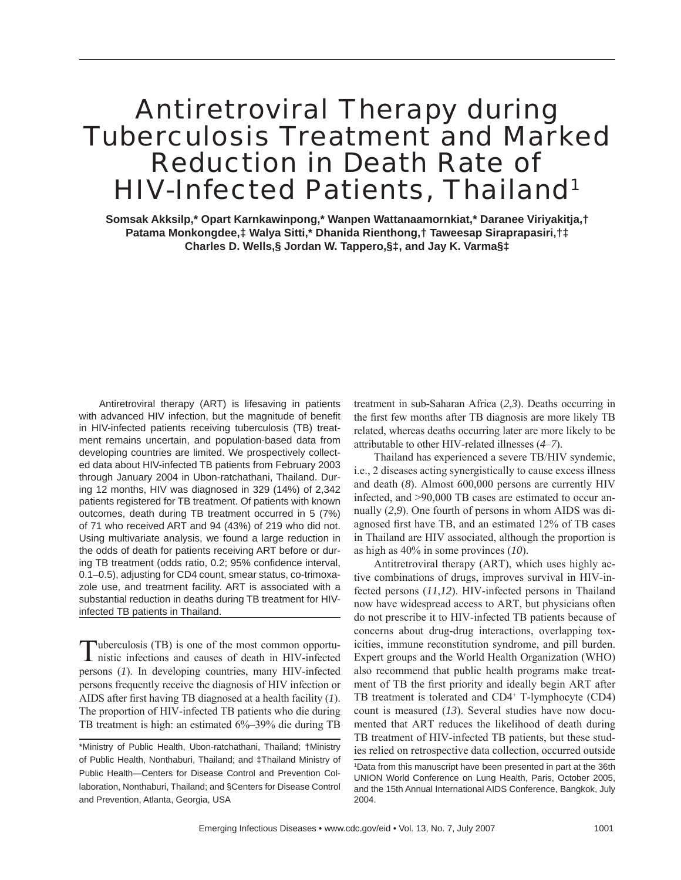# Antiretroviral Therapy during Tuberculosis Treatment and Marked Reduction in Death Rate of HIV-Infected Patients, Thailand[1]

**Somsak Akksilp,* Opart Karnkawinpong,* Wanpen Wattanaamornkiat,* Daranee Viriyakitja,† Patama Monkongdee,‡ Walya Sitti,* Dhanida Rienthong,† Taweesap Siraprapasiri,†‡ Charles D. Wells,§ Jordan W. Tappero,§‡, and Jay K. Varma§‡**

Antiretroviral therapy (ART) is lifesaving in patients with advanced HIV infection, but the magnitude of benefit in HIV-infected patients receiving tuberculosis (TB) treatment remains uncertain, and population-based data from developing countries are limited. We prospectively collected data about HIV-infected TB patients from February 2003 through January 2004 in Ubon-ratchathani, Thailand. During 12 months, HIV was diagnosed in 329 (14%) of 2,342 patients registered for TB treatment. Of patients with known outcomes, death during TB treatment occurred in 5 (7%) of 71 who received ART and 94 (43%) of 219 who did not. Using multivariate analysis, we found a large reduction in the odds of death for patients receiving ART before or during TB treatment (odds ratio, 0.2; 95% confidence interval, 0.1–0.5), adjusting for CD4 count, smear status, co-trimoxazole use, and treatment facility. ART is associated with a substantial reduction in deaths during TB treatment for HIV-infected TB patients in Thailand.

Tuberculosis (TB) is one of the most common opportunistic infections and causes of death in HIV-infected persons (*1*). In developing countries, many HIV-infected persons frequently receive the diagnosis of HIV infection or AIDS after first having TB diagnosed at a health facility (*1*). The proportion of HIV-infected TB patients who die during TB treatment is high: an estimated 6%–39% die during TB treatment in sub-Saharan Africa (*2*,*3*). Deaths occurring in the first few months after TB diagnosis are more likely TB related, whereas deaths occurring later are more likely to be attributable to other HIV-related illnesses (*4*–*7*).

Thailand has experienced a severe TB/HIV syndemic, i.e., 2 diseases acting synergistically to cause excess illness and death (*8*). Almost 600,000 persons are currently HIV infected, and >90,000 TB cases are estimated to occur annually (*2*,*9*). One fourth of persons in whom AIDS was diagnosed first have TB, and an estimated 12% of TB cases in Thailand are HIV associated, although the proportion is as high as 40% in some provinces (*10*).

Antiretroviral therapy (ART), which uses highly active combinations of drugs, improves survival in HIV-infected persons (*11*,*12*). HIV-infected persons in Thailand now have widespread access to ART, but physicians often do not prescribe it to HIV-infected TB patients because of concerns about drug-drug interactions, overlapping toxicities, immune reconstitution syndrome, and pill burden. Expert groups and the World Health Organization (WHO) also recommend that public health programs make treatment of TB the first priority and ideally begin ART after TB treatment is tolerated and $CD4^+$ T-lymphocyte (CD4) count is measured (*13*). Several studies have now documented that ART reduces the likelihood of death during TB treatment of HIV-infected TB patients, but these studies relied on retrospective data collection, occurred outside

\*Ministry of Public Health, Ubon-ratchathani, Thailand; †Ministry of Public Health, Nonthaburi, Thailand; and ‡Thailand Ministry of Public Health—Centers for Disease Control and Prevention Collaboration, Nonthaburi, Thailand; and §Centers for Disease Control and Prevention, Atlanta, Georgia, USA

[1]Data from this manuscript have been presented in part at the 36th UNION World Conference on Lung Health, Paris, October 2005, and the 15th Annual International AIDS Conference, Bangkok, July 2004.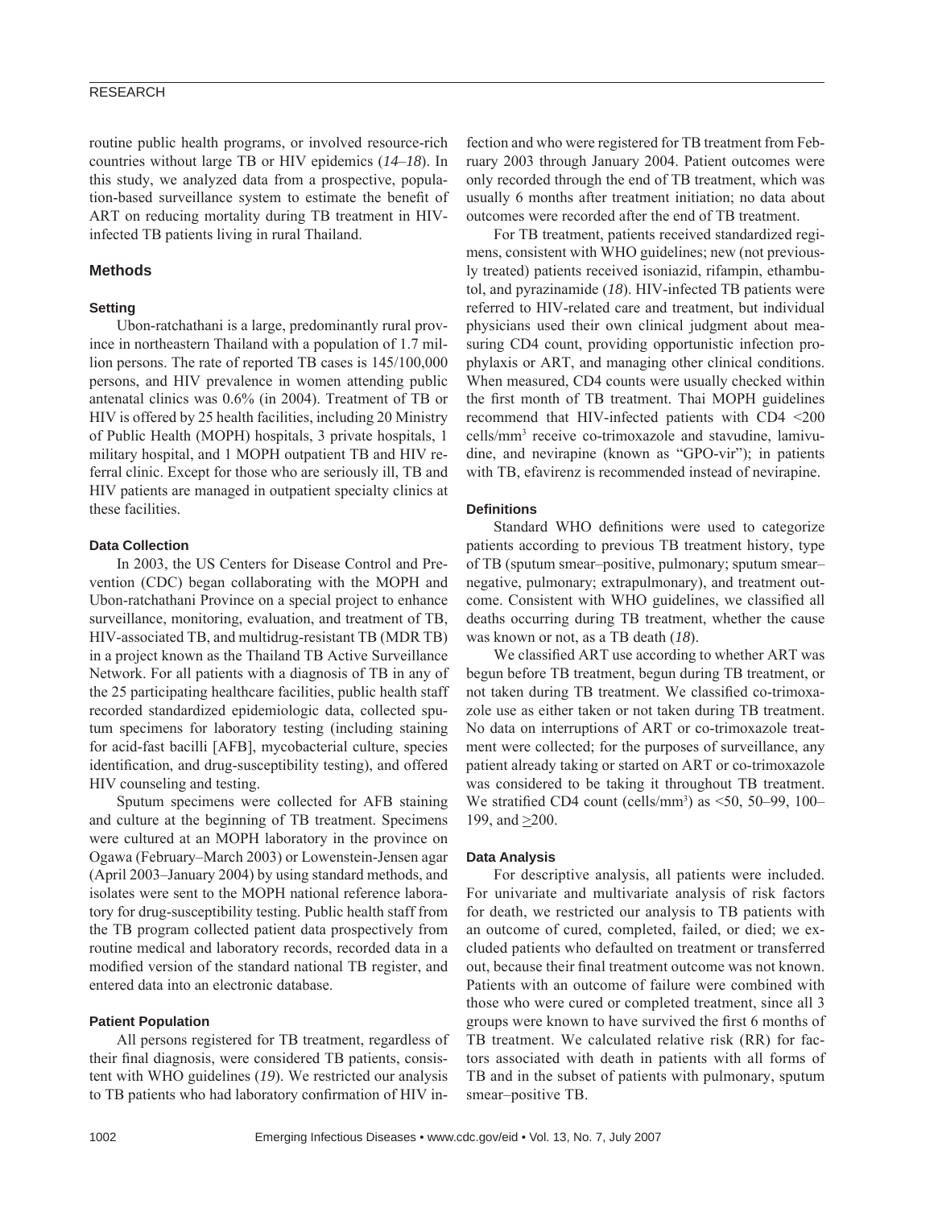routine public health programs, or involved resource-rich countries without large TB or HIV epidemics (*14–18*). In this study, we analyzed data from a prospective, population-based surveillance system to estimate the benefit of ART on reducing mortality during TB treatment in HIV-infected TB patients living in rural Thailand.

## Methods

### Setting

Ubon-ratchathani is a large, predominantly rural province in northeastern Thailand with a population of 1.7 million persons. The rate of reported TB cases is 145/100,000 persons, and HIV prevalence in women attending public antenatal clinics was 0.6% (in 2004). Treatment of TB or HIV is offered by 25 health facilities, including 20 Ministry of Public Health (MOPH) hospitals, 3 private hospitals, 1 military hospital, and 1 MOPH outpatient TB and HIV referral clinic. Except for those who are seriously ill, TB and HIV patients are managed in outpatient specialty clinics at these facilities.

### Data Collection

In 2003, the US Centers for Disease Control and Prevention (CDC) began collaborating with the MOPH and Ubon-ratchathani Province on a special project to enhance surveillance, monitoring, evaluation, and treatment of TB, HIV-associated TB, and multidrug-resistant TB (MDR TB) in a project known as the Thailand TB Active Surveillance Network. For all patients with a diagnosis of TB in any of the 25 participating healthcare facilities, public health staff recorded standardized epidemiologic data, collected sputum specimens for laboratory testing (including staining for acid-fast bacilli [AFB], mycobacterial culture, species identification, and drug-susceptibility testing), and offered HIV counseling and testing.

Sputum specimens were collected for AFB staining and culture at the beginning of TB treatment. Specimens were cultured at an MOPH laboratory in the province on Ogawa (February–March 2003) or Lowenstein-Jensen agar (April 2003–January 2004) by using standard methods, and isolates were sent to the MOPH national reference laboratory for drug-susceptibility testing. Public health staff from the TB program collected patient data prospectively from routine medical and laboratory records, recorded data in a modified version of the standard national TB register, and entered data into an electronic database.

### Patient Population

All persons registered for TB treatment, regardless of their final diagnosis, were considered TB patients, consistent with WHO guidelines (*19*). We restricted our analysis to TB patients who had laboratory confirmation of HIV infection and who were registered for TB treatment from February 2003 through January 2004. Patient outcomes were only recorded through the end of TB treatment, which was usually 6 months after treatment initiation; no data about outcomes were recorded after the end of TB treatment.

For TB treatment, patients received standardized regimens, consistent with WHO guidelines; new (not previously treated) patients received isoniazid, rifampin, ethambutol, and pyrazinamide (*18*). HIV-infected TB patients were referred to HIV-related care and treatment, but individual physicians used their own clinical judgment about measuring CD4 count, providing opportunistic infection prophylaxis or ART, and managing other clinical conditions. When measured, CD4 counts were usually checked within the first month of TB treatment. Thai MOPH guidelines recommend that HIV-infected patients with CD4 <200 cells/mm$^3$ receive co-trimoxazole and stavudine, lamivudine, and nevirapine (known as "GPO-vir"); in patients with TB, efavirenz is recommended instead of nevirapine.

### Definitions

Standard WHO definitions were used to categorize patients according to previous TB treatment history, type of TB (sputum smear–positive, pulmonary; sputum smear–negative, pulmonary; extrapulmonary), and treatment outcome. Consistent with WHO guidelines, we classified all deaths occurring during TB treatment, whether the cause was known or not, as a TB death (*18*).

We classified ART use according to whether ART was begun before TB treatment, begun during TB treatment, or not taken during TB treatment. We classified co-trimoxazole use as either taken or not taken during TB treatment. No data on interruptions of ART or co-trimoxazole treatment were collected; for the purposes of surveillance, any patient already taking or started on ART or co-trimoxazole was considered to be taking it throughout TB treatment. We stratified CD4 count (cells/mm$^3$) as <50, 50–99, 100–199, and ≥200.

### Data Analysis

For descriptive analysis, all patients were included. For univariate and multivariate analysis of risk factors for death, we restricted our analysis to TB patients with an outcome of cured, completed, failed, or died; we excluded patients who defaulted on treatment or transferred out, because their final treatment outcome was not known. Patients with an outcome of failure were combined with those who were cured or completed treatment, since all 3 groups were known to have survived the first 6 months of TB treatment. We calculated relative risk (RR) for factors associated with death in patients with all forms of TB and in the subset of patients with pulmonary, sputum smear–positive TB.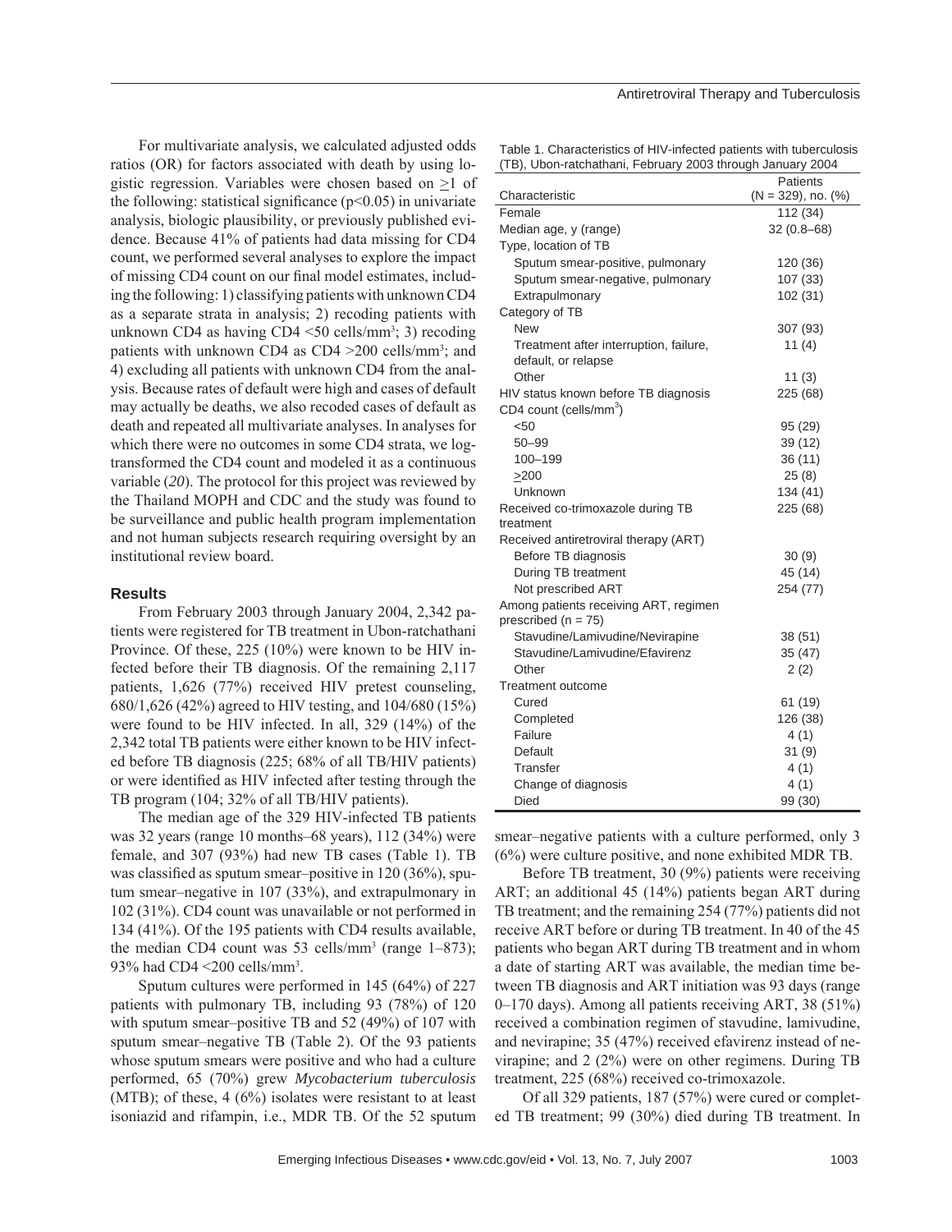For multivariate analysis, we calculated adjusted odds ratios (OR) for factors associated with death by using logistic regression. Variables were chosen based on ≥1 of the following: statistical significance ($p<0.05$) in univariate analysis, biologic plausibility, or previously published evidence. Because 41% of patients had data missing for CD4 count, we performed several analyses to explore the impact of missing CD4 count on our final model estimates, including the following: 1) classifying patients with unknown CD4 as a separate strata in analysis; 2) recoding patients with unknown CD4 as having CD4 <50 cells/mm³; 3) recoding patients with unknown CD4 as CD4 >200 cells/mm³; and 4) excluding all patients with unknown CD4 from the analysis. Because rates of default were high and cases of default may actually be deaths, we also recoded cases of default as death and repeated all multivariate analyses. In analyses for which there were no outcomes in some CD4 strata, we log-transformed the CD4 count and modeled it as a continuous variable (*20*). The protocol for this project was reviewed by the Thailand MOPH and CDC and the study was found to be surveillance and public health program implementation and not human subjects research requiring oversight by an institutional review board.

## Results

From February 2003 through January 2004, 2,342 patients were registered for TB treatment in Ubon-ratchathani Province. Of these, 225 (10%) were known to be HIV infected before their TB diagnosis. Of the remaining 2,117 patients, 1,626 (77%) received HIV pretest counseling, 680/1,626 (42%) agreed to HIV testing, and 104/680 (15%) were found to be HIV infected. In all, 329 (14%) of the 2,342 total TB patients were either known to be HIV infected before TB diagnosis (225; 68% of all TB/HIV patients) or were identified as HIV infected after testing through the TB program (104; 32% of all TB/HIV patients).

The median age of the 329 HIV-infected TB patients was 32 years (range 10 months–68 years), 112 (34%) were female, and 307 (93%) had new TB cases (Table 1). TB was classified as sputum smear–positive in 120 (36%), sputum smear–negative in 107 (33%), and extrapulmonary in 102 (31%). CD4 count was unavailable or not performed in 134 (41%). Of the 195 patients with CD4 results available, the median CD4 count was 53 cells/mm³ (range 1–873); 93% had CD4 <200 cells/mm³.

Sputum cultures were performed in 145 (64%) of 227 patients with pulmonary TB, including 93 (78%) of 120 with sputum smear–positive TB and 52 (49%) of 107 with sputum smear–negative TB (Table 2). Of the 93 patients whose sputum smears were positive and who had a culture performed, 65 (70%) grew *Mycobacterium tuberculosis* (MTB); of these, 4 (6%) isolates were resistant to at least isoniazid and rifampin, i.e., MDR TB. Of the 52 sputum smear–negative patients with a culture performed, only 3 (6%) were culture positive, and none exhibited MDR TB.

Table 1. Characteristics of HIV-infected patients with tuberculosis (TB), Ubon-ratchathani, February 2003 through January 2004

| Characteristic | Patients (N = 329), no. (%) |
|---|---|
| Female | 112 (34) |
| Median age, y (range) | 32 (0.8–68) |
| Type, location of TB | |
| Sputum smear-positive, pulmonary | 120 (36) |
| Sputum smear-negative, pulmonary | 107 (33) |
| Extrapulmonary | 102 (31) |
| Category of TB | |
| New | 307 (93) |
| Treatment after interruption, failure, default, or relapse | 11 (4) |
| Other | 11 (3) |
| HIV status known before TB diagnosis | 225 (68) |
| CD4 count (cells/mm³) | |
| <50 | 95 (29) |
| 50–99 | 39 (12) |
| 100–199 | 36 (11) |
| ≥200 | 25 (8) |
| Unknown | 134 (41) |
| Received co-trimoxazole during TB treatment | 225 (68) |
| Received antiretroviral therapy (ART) | |
| Before TB diagnosis | 30 (9) |
| During TB treatment | 45 (14) |
| Not prescribed ART | 254 (77) |
| Among patients receiving ART, regimen prescribed (n = 75) | |
| Stavudine/Lamivudine/Nevirapine | 38 (51) |
| Stavudine/Lamivudine/Efavirenz | 35 (47) |
| Other | 2 (2) |
| Treatment outcome | |
| Cured | 61 (19) |
| Completed | 126 (38) |
| Failure | 4 (1) |
| Default | 31 (9) |
| Transfer | 4 (1) |
| Change of diagnosis | 4 (1) |
| Died | 99 (30) |

Before TB treatment, 30 (9%) patients were receiving ART; an additional 45 (14%) patients began ART during TB treatment; and the remaining 254 (77%) patients did not receive ART before or during TB treatment. In 40 of the 45 patients who began ART during TB treatment and in whom a date of starting ART was available, the median time between TB diagnosis and ART initiation was 93 days (range 0–170 days). Among all patients receiving ART, 38 (51%) received a combination regimen of stavudine, lamivudine, and nevirapine; 35 (47%) received efavirenz instead of nevirapine; and 2 (2%) were on other regimens. During TB treatment, 225 (68%) received co-trimoxazole.

Of all 329 patients, 187 (57%) were cured or completed TB treatment; 99 (30%) died during TB treatment. In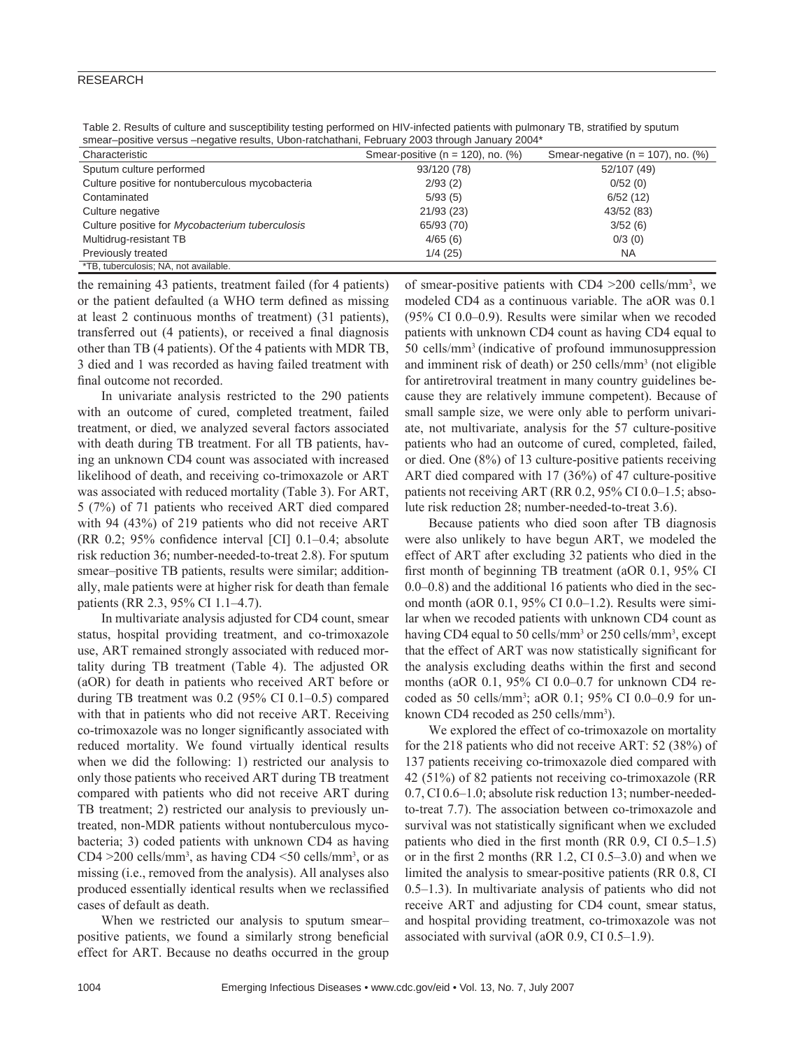Table 2. Results of culture and susceptibility testing performed on HIV-infected patients with pulmonary TB, stratified by sputum smear–positive versus –negative results, Ubon-ratchathani, February 2003 through January 2004*

| Characteristic | Smear-positive (n = 120), no. (%) | Smear-negative (n = 107), no. (%) |
|---|---|---|
| Sputum culture performed | 93/120 (78) | 52/107 (49) |
| Culture positive for nontuberculous mycobacteria | 2/93 (2) | 0/52 (0) |
| Contaminated | 5/93 (5) | 6/52 (12) |
| Culture negative | 21/93 (23) | 43/52 (83) |
| Culture positive for *Mycobacterium tuberculosis* | 65/93 (70) | 3/52 (6) |
| Multidrug-resistant TB | 4/65 (6) | 0/3 (0) |
| Previously treated | 1/4 (25) | NA |

*TB, tuberculosis; NA, not available.

the remaining 43 patients, treatment failed (for 4 patients) or the patient defaulted (a WHO term defined as missing at least 2 continuous months of treatment) (31 patients), transferred out (4 patients), or received a final diagnosis other than TB (4 patients). Of the 4 patients with MDR TB, 3 died and 1 was recorded as having failed treatment with final outcome not recorded.

In univariate analysis restricted to the 290 patients with an outcome of cured, completed treatment, failed treatment, or died, we analyzed several factors associated with death during TB treatment. For all TB patients, having an unknown CD4 count was associated with increased likelihood of death, and receiving co-trimoxazole or ART was associated with reduced mortality (Table 3). For ART, 5 (7%) of 71 patients who received ART died compared with 94 (43%) of 219 patients who did not receive ART (RR 0.2; 95% confidence interval [CI] 0.1–0.4; absolute risk reduction 36; number-needed-to-treat 2.8). For sputum smear–positive TB patients, results were similar; additionally, male patients were at higher risk for death than female patients (RR 2.3, 95% CI 1.1–4.7).

In multivariate analysis adjusted for CD4 count, smear status, hospital providing treatment, and co-trimoxazole use, ART remained strongly associated with reduced mortality during TB treatment (Table 4). The adjusted OR (aOR) for death in patients who received ART before or during TB treatment was 0.2 (95% CI 0.1–0.5) compared with that in patients who did not receive ART. Receiving co-trimoxazole was no longer significantly associated with reduced mortality. We found virtually identical results when we did the following: 1) restricted our analysis to only those patients who received ART during TB treatment compared with patients who did not receive ART during TB treatment; 2) restricted our analysis to previously untreated, non-MDR patients without nontuberculous mycobacteria; 3) coded patients with unknown CD4 as having CD4 >200 cells/mm$^3$, as having CD4 <50 cells/mm$^3$, or as missing (i.e., removed from the analysis). All analyses also produced essentially identical results when we reclassified cases of default as death.

When we restricted our analysis to sputum smear–positive patients, we found a similarly strong beneficial effect for ART. Because no deaths occurred in the group of smear-positive patients with CD4 >200 cells/mm$^3$, we modeled CD4 as a continuous variable. The aOR was 0.1 (95% CI 0.0–0.9). Results were similar when we recoded patients with unknown CD4 count as having CD4 equal to 50 cells/mm$^3$ (indicative of profound immunosuppression and imminent risk of death) or 250 cells/mm$^3$ (not eligible for antiretroviral treatment in many country guidelines because they are relatively immune competent). Because of small sample size, we were only able to perform univariate, not multivariate, analysis for the 57 culture-positive patients who had an outcome of cured, completed, failed, or died. One (8%) of 13 culture-positive patients receiving ART died compared with 17 (36%) of 47 culture-positive patients not receiving ART (RR 0.2, 95% CI 0.0–1.5; absolute risk reduction 28; number-needed-to-treat 3.6).

Because patients who died soon after TB diagnosis were also unlikely to have begun ART, we modeled the effect of ART after excluding 32 patients who died in the first month of beginning TB treatment (aOR 0.1, 95% CI 0.0–0.8) and the additional 16 patients who died in the second month (aOR 0.1, 95% CI 0.0–1.2). Results were similar when we recoded patients with unknown CD4 count as having CD4 equal to 50 cells/mm$^3$ or 250 cells/mm$^3$, except that the effect of ART was now statistically significant for the analysis excluding deaths within the first and second months (aOR 0.1, 95% CI 0.0–0.7 for unknown CD4 recoded as 50 cells/mm$^3$; aOR 0.1; 95% CI 0.0–0.9 for unknown CD4 recoded as 250 cells/mm$^3$).

We explored the effect of co-trimoxazole on mortality for the 218 patients who did not receive ART: 52 (38%) of 137 patients receiving co-trimoxazole died compared with 42 (51%) of 82 patients not receiving co-trimoxazole (RR 0.7, CI 0.6–1.0; absolute risk reduction 13; number-needed-to-treat 7.7). The association between co-trimoxazole and survival was not statistically significant when we excluded patients who died in the first month (RR 0.9, CI 0.5–1.5) or in the first 2 months (RR 1.2, CI 0.5–3.0) and when we limited the analysis to smear-positive patients (RR 0.8, CI 0.5–1.3). In multivariate analysis of patients who did not receive ART and adjusting for CD4 count, smear status, and hospital providing treatment, co-trimoxazole was not associated with survival (aOR 0.9, CI 0.5–1.9).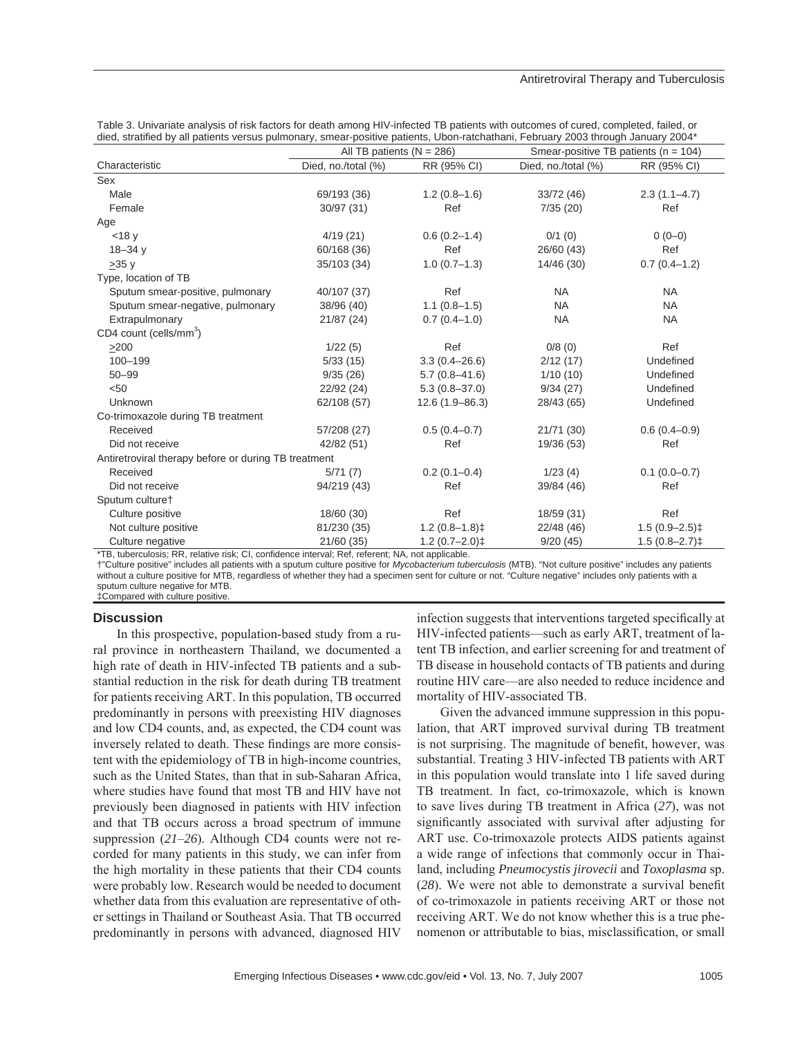Table 3. Univariate analysis of risk factors for death among HIV-infected TB patients with outcomes of cured, completed, failed, or died, stratified by all patients versus pulmonary, smear-positive patients, Ubon-ratchathani, February 2003 through January 2004*

| Characteristic | All TB patients (N = 286) | | Smear-positive TB patients (n = 104) | |
|---|---|---|---|---|
| | Died, no./total (%) | RR (95% CI) | Died, no./total (%) | RR (95% CI) |
| Sex | | | | |
| Male | 69/193 (36) | 1.2 (0.8–1.6) | 33/72 (46) | 2.3 (1.1–4.7) |
| Female | 30/97 (31) | Ref | 7/35 (20) | Ref |
| Age | | | | |
| <18 y | 4/19 (21) | 0.6 (0.2–1.4) | 0/1 (0) | 0 (0–0) |
| 18–34 y | 60/168 (36) | Ref | 26/60 (43) | Ref |
| ≥35 y | 35/103 (34) | 1.0 (0.7–1.3) | 14/46 (30) | 0.7 (0.4–1.2) |
| Type, location of TB | | | | |
| Sputum smear-positive, pulmonary | 40/107 (37) | Ref | NA | NA |
| Sputum smear-negative, pulmonary | 38/96 (40) | 1.1 (0.8–1.5) | NA | NA |
| Extrapulmonary | 21/87 (24) | 0.7 (0.4–1.0) | NA | NA |
| CD4 count (cells/mm$^3$) | | | | |
| ≥200 | 1/22 (5) | Ref | 0/8 (0) | Ref |
| 100–199 | 5/33 (15) | 3.3 (0.4–26.6) | 2/12 (17) | Undefined |
| 50–99 | 9/35 (26) | 5.7 (0.8–41.6) | 1/10 (10) | Undefined |
| <50 | 22/92 (24) | 5.3 (0.8–37.0) | 9/34 (27) | Undefined |
| Unknown | 62/108 (57) | 12.6 (1.9–86.3) | 28/43 (65) | Undefined |
| Co-trimoxazole during TB treatment | | | | |
| Received | 57/208 (27) | 0.5 (0.4–0.7) | 21/71 (30) | 0.6 (0.4–0.9) |
| Did not receive | 42/82 (51) | Ref | 19/36 (53) | Ref |
| Antiretroviral therapy before or during TB treatment | | | | |
| Received | 5/71 (7) | 0.2 (0.1–0.4) | 1/23 (4) | 0.1 (0.0–0.7) |
| Did not receive | 94/219 (43) | Ref | 39/84 (46) | Ref |
| Sputum culture† | | | | |
| Culture positive | 18/60 (30) | Ref | 18/59 (31) | Ref |
| Not culture positive | 81/230 (35) | 1.2 (0.8–1.8)‡ | 22/48 (46) | 1.5 (0.9–2.5)‡ |
| Culture negative | 21/60 (35) | 1.2 (0.7–2.0)‡ | 9/20 (45) | 1.5 (0.8–2.7)‡ |

*TB, tuberculosis; RR, relative risk; CI, confidence interval; Ref, referent; NA, not applicable.
†"Culture positive" includes all patients with a sputum culture positive for *Mycobacterium tuberculosis* (MTB). "Not culture positive" includes any patients without a culture positive for MTB, regardless of whether they had a specimen sent for culture or not. "Culture negative" includes only patients with a sputum culture negative for MTB.
‡Compared with culture positive.

## Discussion

In this prospective, population-based study from a rural province in northeastern Thailand, we documented a high rate of death in HIV-infected TB patients and a substantial reduction in the risk for death during TB treatment for patients receiving ART. In this population, TB occurred predominantly in persons with preexisting HIV diagnoses and low CD4 counts, and, as expected, the CD4 count was inversely related to death. These findings are more consistent with the epidemiology of TB in high-income countries, such as the United States, than that in sub-Saharan Africa, where studies have found that most TB and HIV have not previously been diagnosed in patients with HIV infection and that TB occurs across a broad spectrum of immune suppression (*21–26*). Although CD4 counts were not recorded for many patients in this study, we can infer from the high mortality in these patients that their CD4 counts were probably low. Research would be needed to document whether data from this evaluation are representative of other settings in Thailand or Southeast Asia. That TB occurred predominantly in persons with advanced, diagnosed HIV infection suggests that interventions targeted specifically at HIV-infected patients—such as early ART, treatment of latent TB infection, and earlier screening for and treatment of TB disease in household contacts of TB patients and during routine HIV care—are also needed to reduce incidence and mortality of HIV-associated TB.

Given the advanced immune suppression in this population, that ART improved survival during TB treatment is not surprising. The magnitude of benefit, however, was substantial. Treating 3 HIV-infected TB patients with ART in this population would translate into 1 life saved during TB treatment. In fact, co-trimoxazole, which is known to save lives during TB treatment in Africa (*27*), was not significantly associated with survival after adjusting for ART use. Co-trimoxazole protects AIDS patients against a wide range of infections that commonly occur in Thailand, including *Pneumocystis jirovecii* and *Toxoplasma* sp. (*28*). We were not able to demonstrate a survival benefit of co-trimoxazole in patients receiving ART or those not receiving ART. We do not know whether this is a true phenomenon or attributable to bias, misclassification, or small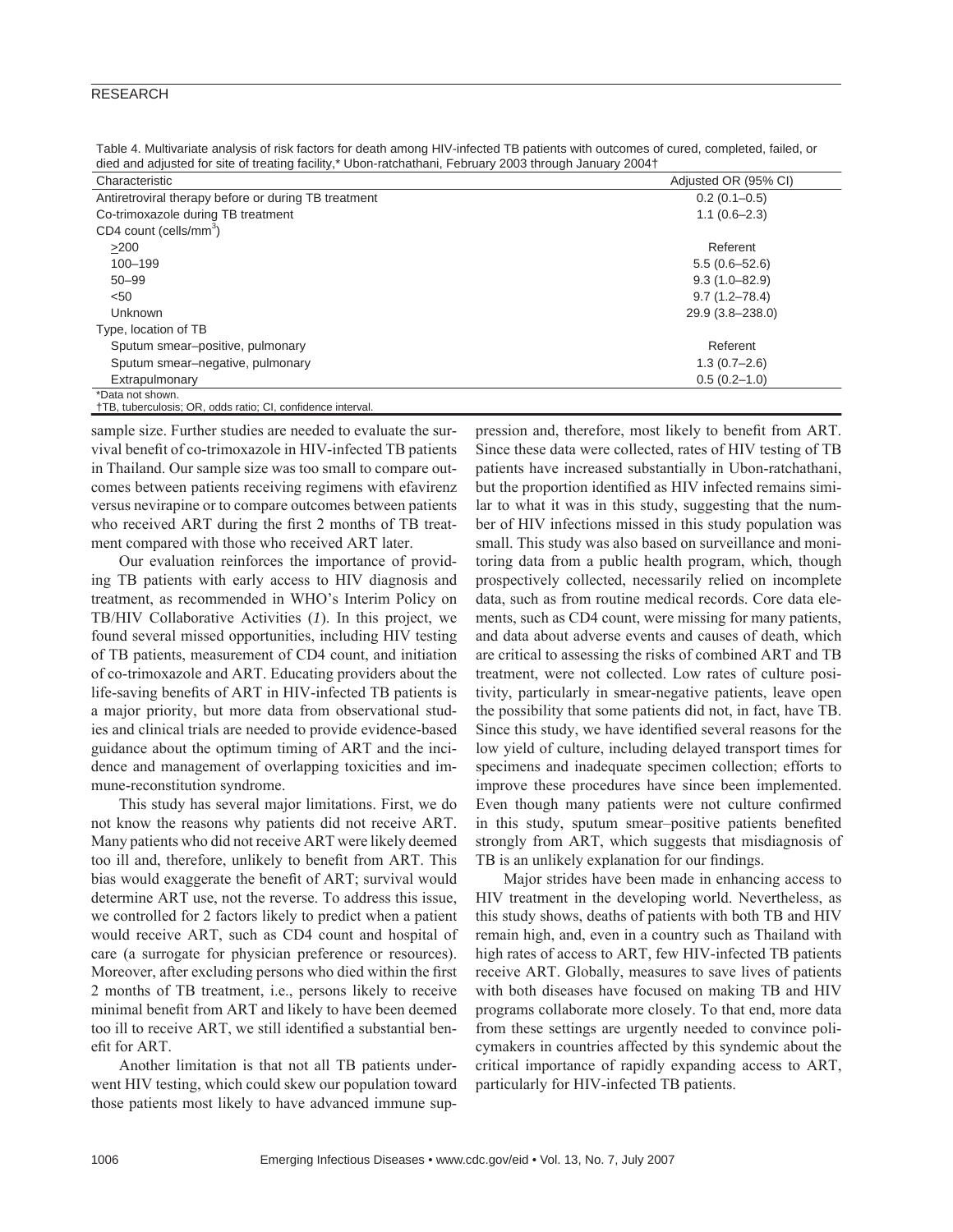Table 4. Multivariate analysis of risk factors for death among HIV-infected TB patients with outcomes of cured, completed, failed, or died and adjusted for site of treating facility,* Ubon-ratchathani, February 2003 through January 2004†

| Characteristic | Adjusted OR (95% CI) |
|---|---|
| Antiretroviral therapy before or during TB treatment | 0.2 (0.1–0.5) |
| Co-trimoxazole during TB treatment | 1.1 (0.6–2.3) |
| CD4 count (cells/mm$^3$) | |
| ≥200 | Referent |
| 100–199 | 5.5 (0.6–52.6) |
| 50–99 | 9.3 (1.0–82.9) |
| <50 | 9.7 (1.2–78.4) |
| Unknown | 29.9 (3.8–238.0) |
| Type, location of TB | |
| Sputum smear–positive, pulmonary | Referent |
| Sputum smear–negative, pulmonary | 1.3 (0.7–2.6) |
| Extrapulmonary | 0.5 (0.2–1.0) |

*Data not shown.
†TB, tuberculosis; OR, odds ratio; CI, confidence interval.

sample size. Further studies are needed to evaluate the survival benefit of co-trimoxazole in HIV-infected TB patients in Thailand. Our sample size was too small to compare outcomes between patients receiving regimens with efavirenz versus nevirapine or to compare outcomes between patients who received ART during the first 2 months of TB treatment compared with those who received ART later.

Our evaluation reinforces the importance of providing TB patients with early access to HIV diagnosis and treatment, as recommended in WHO's Interim Policy on TB/HIV Collaborative Activities (*1*). In this project, we found several missed opportunities, including HIV testing of TB patients, measurement of CD4 count, and initiation of co-trimoxazole and ART. Educating providers about the life-saving benefits of ART in HIV-infected TB patients is a major priority, but more data from observational studies and clinical trials are needed to provide evidence-based guidance about the optimum timing of ART and the incidence and management of overlapping toxicities and immune-reconstitution syndrome.

This study has several major limitations. First, we do not know the reasons why patients did not receive ART. Many patients who did not receive ART were likely deemed too ill and, therefore, unlikely to benefit from ART. This bias would exaggerate the benefit of ART; survival would determine ART use, not the reverse. To address this issue, we controlled for 2 factors likely to predict when a patient would receive ART, such as CD4 count and hospital of care (a surrogate for physician preference or resources). Moreover, after excluding persons who died within the first 2 months of TB treatment, i.e., persons likely to receive minimal benefit from ART and likely to have been deemed too ill to receive ART, we still identified a substantial benefit for ART.

Another limitation is that not all TB patients underwent HIV testing, which could skew our population toward those patients most likely to have advanced immune suppression and, therefore, most likely to benefit from ART. Since these data were collected, rates of HIV testing of TB patients have increased substantially in Ubon-ratchathani, but the proportion identified as HIV infected remains similar to what it was in this study, suggesting that the number of HIV infections missed in this study population was small. This study was also based on surveillance and monitoring data from a public health program, which, though prospectively collected, necessarily relied on incomplete data, such as from routine medical records. Core data elements, such as CD4 count, were missing for many patients, and data about adverse events and causes of death, which are critical to assessing the risks of combined ART and TB treatment, were not collected. Low rates of culture positivity, particularly in smear-negative patients, leave open the possibility that some patients did not, in fact, have TB. Since this study, we have identified several reasons for the low yield of culture, including delayed transport times for specimens and inadequate specimen collection; efforts to improve these procedures have since been implemented. Even though many patients were not culture confirmed in this study, sputum smear–positive patients benefited strongly from ART, which suggests that misdiagnosis of TB is an unlikely explanation for our findings.

Major strides have been made in enhancing access to HIV treatment in the developing world. Nevertheless, as this study shows, deaths of patients with both TB and HIV remain high, and, even in a country such as Thailand with high rates of access to ART, few HIV-infected TB patients receive ART. Globally, measures to save lives of patients with both diseases have focused on making TB and HIV programs collaborate more closely. To that end, more data from these settings are urgently needed to convince policymakers in countries affected by this syndemic about the critical importance of rapidly expanding access to ART, particularly for HIV-infected TB patients.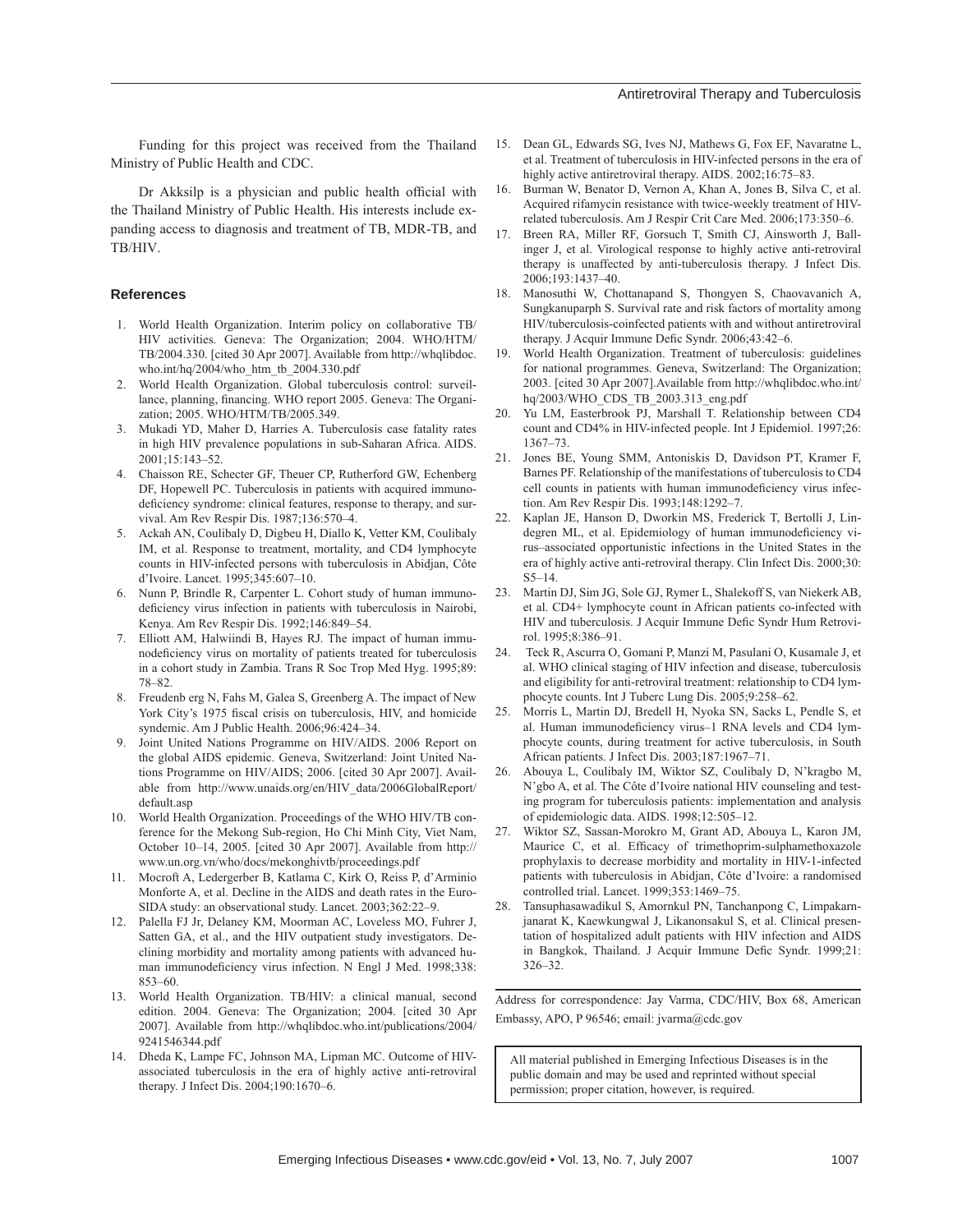Funding for this project was received from the Thailand Ministry of Public Health and CDC.

Dr Akksilp is a physician and public health official with the Thailand Ministry of Public Health. His interests include expanding access to diagnosis and treatment of TB, MDR-TB, and TB/HIV.

## References

1. World Health Organization. Interim policy on collaborative TB/HIV activities. Geneva: The Organization; 2004. WHO/HTM/TB/2004.330. [cited 30 Apr 2007]. Available from http://whqlibdoc.who.int/hq/2004/who_htm_tb_2004.330.pdf
2. World Health Organization. Global tuberculosis control: surveillance, planning, financing. WHO report 2005. Geneva: The Organization; 2005. WHO/HTM/TB/2005.349.
3. Mukadi YD, Maher D, Harries A. Tuberculosis case fatality rates in high HIV prevalence populations in sub-Saharan Africa. AIDS. 2001;15:143–52.
4. Chaisson RE, Schecter GF, Theuer CP, Rutherford GW, Echenberg DF, Hopewell PC. Tuberculosis in patients with acquired immunodeficiency syndrome: clinical features, response to therapy, and survival. Am Rev Respir Dis. 1987;136:570–4.
5. Ackah AN, Coulibaly D, Digbeu H, Diallo K, Vetter KM, Coulibaly IM, et al. Response to treatment, mortality, and CD4 lymphocyte counts in HIV-infected persons with tuberculosis in Abidjan, Côte d'Ivoire. Lancet. 1995;345:607–10.
6. Nunn P, Brindle R, Carpenter L. Cohort study of human immunodeficiency virus infection in patients with tuberculosis in Nairobi, Kenya. Am Rev Respir Dis. 1992;146:849–54.
7. Elliott AM, Halwiindi B, Hayes RJ. The impact of human immunodeficiency virus on mortality of patients treated for tuberculosis in a cohort study in Zambia. Trans R Soc Trop Med Hyg. 1995;89:78–82.
8. Freudenb erg N, Fahs M, Galea S, Greenberg A. The impact of New York City's 1975 fiscal crisis on tuberculosis, HIV, and homicide syndemic. Am J Public Health. 2006;96:424–34.
9. Joint United Nations Programme on HIV/AIDS. 2006 Report on the global AIDS epidemic. Geneva, Switzerland: Joint United Nations Programme on HIV/AIDS; 2006. [cited 30 Apr 2007]. Available from http://www.unaids.org/en/HIV_data/2006GlobalReport/default.asp
10. World Health Organization. Proceedings of the WHO HIV/TB conference for the Mekong Sub-region, Ho Chi Minh City, Viet Nam, October 10–14, 2005. [cited 30 Apr 2007]. Available from http://www.un.org.vn/who/docs/mekonghivtb/proceedings.pdf
11. Mocroft A, Ledergerber B, Katlama C, Kirk O, Reiss P, d'Arminio Monforte A, et al. Decline in the AIDS and death rates in the EuroSIDA study: an observational study. Lancet. 2003;362:22–9.
12. Palella FJ Jr, Delaney KM, Moorman AC, Loveless MO, Fuhrer J, Satten GA, et al., and the HIV outpatient study investigators. Declining morbidity and mortality among patients with advanced human immunodeficiency virus infection. N Engl J Med. 1998;338:853–60.
13. World Health Organization. TB/HIV: a clinical manual, second edition. 2004. Geneva: The Organization; 2004. [cited 30 Apr 2007]. Available from http://whqlibdoc.who.int/publications/2004/9241546344.pdf
14. Dheda K, Lampe FC, Johnson MA, Lipman MC. Outcome of HIV-associated tuberculosis in the era of highly active anti-retroviral therapy. J Infect Dis. 2004;190:1670–6.
15. Dean GL, Edwards SG, Ives NJ, Mathews G, Fox EF, Navaratne L, et al. Treatment of tuberculosis in HIV-infected persons in the era of highly active antiretroviral therapy. AIDS. 2002;16:75–83.
16. Burman W, Benator D, Vernon A, Khan A, Jones B, Silva C, et al. Acquired rifamycin resistance with twice-weekly treatment of HIV-related tuberculosis. Am J Respir Crit Care Med. 2006;173:350–6.
17. Breen RA, Miller RF, Gorsuch T, Smith CJ, Ainsworth J, Ballinger J, et al. Virological response to highly active anti-retroviral therapy is unaffected by anti-tuberculosis therapy. J Infect Dis. 2006;193:1437–40.
18. Manosuthi W, Chottanapand S, Thongyen S, Chaovavanich A, Sungkanuparph S. Survival rate and risk factors of mortality among HIV/tuberculosis-coinfected patients with and without antiretroviral therapy. J Acquir Immune Defic Syndr. 2006;43:42–6.
19. World Health Organization. Treatment of tuberculosis: guidelines for national programmes. Geneva, Switzerland: The Organization; 2003. [cited 30 Apr 2007].Available from http://whqlibdoc.who.int/hq/2003/WHO_CDS_TB_2003.313_eng.pdf
20. Yu LM, Easterbrook PJ, Marshall T. Relationship between CD4 count and CD4% in HIV-infected people. Int J Epidemiol. 1997;26:1367–73.
21. Jones BE, Young SMM, Antoniskis D, Davidson PT, Kramer F, Barnes PF. Relationship of the manifestations of tuberculosis to CD4 cell counts in patients with human immunodeficiency virus infection. Am Rev Respir Dis. 1993;148:1292–7.
22. Kaplan JE, Hanson D, Dworkin MS, Frederick T, Bertolli J, Lindegren ML, et al. Epidemiology of human immunodeficiency virus–associated opportunistic infections in the United States in the era of highly active anti-retroviral therapy. Clin Infect Dis. 2000;30:S5–14.
23. Martin DJ, Sim JG, Sole GJ, Rymer L, Shalekoff S, van Niekerk AB, et al. CD4+ lymphocyte count in African patients co-infected with HIV and tuberculosis. J Acquir Immune Defic Syndr Hum Retrovirol. 1995;8:386–91.
24. Teck R, Ascurra O, Gomani P, Manzi M, Pasulani O, Kusamale J, et al. WHO clinical staging of HIV infection and disease, tuberculosis and eligibility for anti-retroviral treatment: relationship to CD4 lymphocyte counts. Int J Tuberc Lung Dis. 2005;9:258–62.
25. Morris L, Martin DJ, Bredell H, Nyoka SN, Sacks L, Pendle S, et al. Human immunodeficiency virus–1 RNA levels and CD4 lymphocyte counts, during treatment for active tuberculosis, in South African patients. J Infect Dis. 2003;187:1967–71.
26. Abouya L, Coulibaly IM, Wiktor SZ, Coulibaly D, N'kragbo M, N'gbo A, et al. The Côte d'Ivoire national HIV counseling and testing program for tuberculosis patients: implementation and analysis of epidemiologic data. AIDS. 1998;12:505–12.
27. Wiktor SZ, Sassan-Morokro M, Grant AD, Abouya L, Karon JM, Maurice C, et al. Efficacy of trimethoprim-sulphamethoxazole prophylaxis to decrease morbidity and mortality in HIV-1-infected patients with tuberculosis in Abidjan, Côte d'Ivoire: a randomised controlled trial. Lancet. 1999;353:1469–75.
28. Tansuphasawadikul S, Amornkul PN, Tanchanpong C, Limpakarnjanarat K, Kaewkungwal J, Likanonsakul S, et al. Clinical presentation of hospitalized adult patients with HIV infection and AIDS in Bangkok, Thailand. J Acquir Immune Defic Syndr. 1999;21:326–32.

Address for correspondence: Jay Varma, CDC/HIV, Box 68, American Embassy, APO, P 96546; email: jvarma@cdc.gov

All material published in Emerging Infectious Diseases is in the public domain and may be used and reprinted without special permission; proper citation, however, is required.